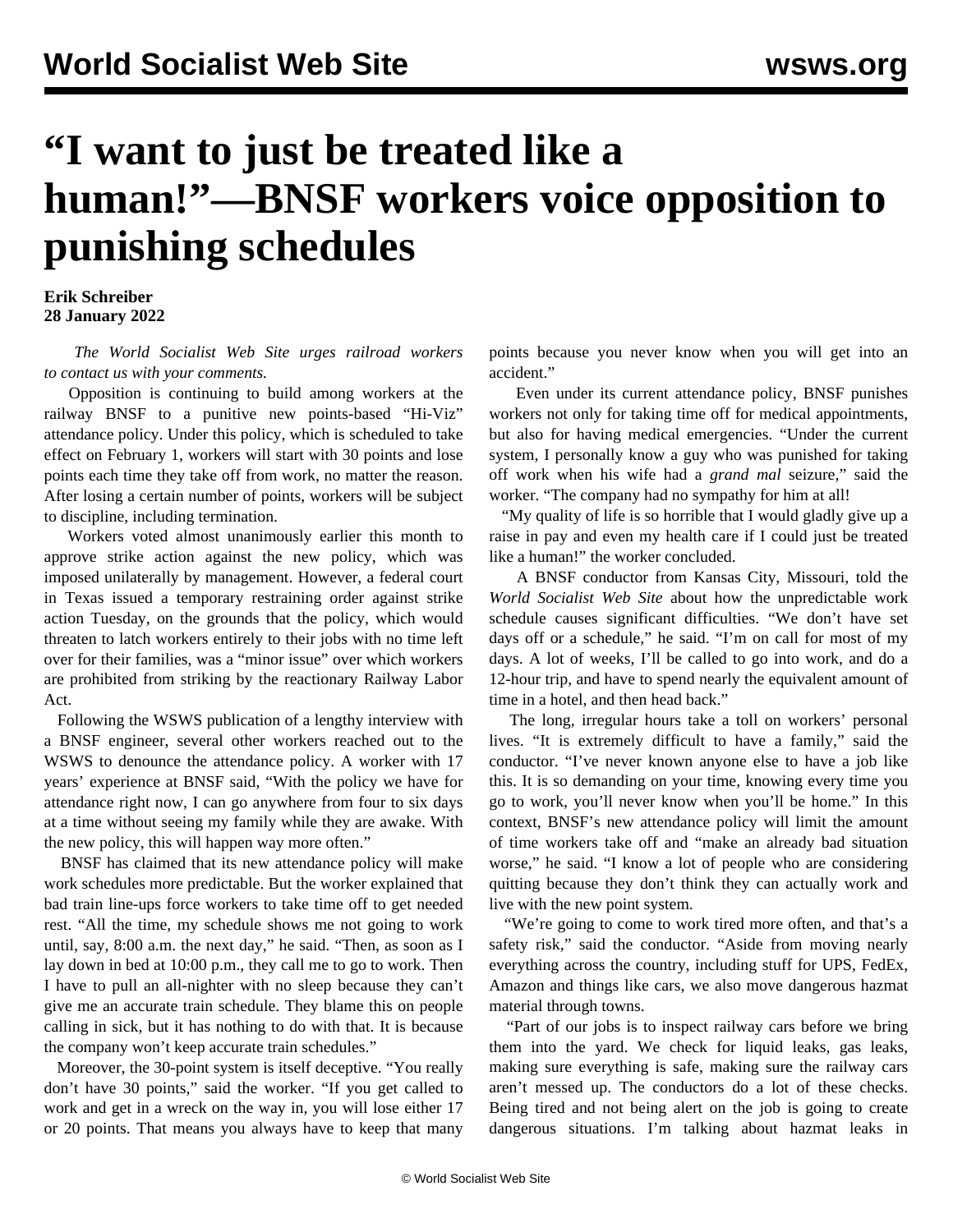# "I want to just be treated like a human!"—BNSF workers voice opposition to punishing schedules

**Erik Schreiber**
**28 January 2022**

*The World Socialist Web Site urges railroad workers to contact us with your comments.*

Opposition is continuing to build among workers at the railway BNSF to a punitive new points-based "Hi-Viz" attendance policy. Under this policy, which is scheduled to take effect on February 1, workers will start with 30 points and lose points each time they take off from work, no matter the reason. After losing a certain number of points, workers will be subject to discipline, including termination.

Workers voted almost unanimously earlier this month to approve strike action against the new policy, which was imposed unilaterally by management. However, a federal court in Texas issued a temporary restraining order against strike action Tuesday, on the grounds that the policy, which would threaten to latch workers entirely to their jobs with no time left over for their families, was a "minor issue" over which workers are prohibited from striking by the reactionary Railway Labor Act.

Following the WSWS publication of a lengthy interview with a BNSF engineer, several other workers reached out to the WSWS to denounce the attendance policy. A worker with 17 years' experience at BNSF said, "With the policy we have for attendance right now, I can go anywhere from four to six days at a time without seeing my family while they are awake. With the new policy, this will happen way more often."

BNSF has claimed that its new attendance policy will make work schedules more predictable. But the worker explained that bad train line-ups force workers to take time off to get needed rest. "All the time, my schedule shows me not going to work until, say, 8:00 a.m. the next day," he said. "Then, as soon as I lay down in bed at 10:00 p.m., they call me to go to work. Then I have to pull an all-nighter with no sleep because they can't give me an accurate train schedule. They blame this on people calling in sick, but it has nothing to do with that. It is because the company won't keep accurate train schedules."

Moreover, the 30-point system is itself deceptive. "You really don't have 30 points," said the worker. "If you get called to work and get in a wreck on the way in, you will lose either 17 or 20 points. That means you always have to keep that many points because you never know when you will get into an accident."

Even under its current attendance policy, BNSF punishes workers not only for taking time off for medical appointments, but also for having medical emergencies. "Under the current system, I personally know a guy who was punished for taking off work when his wife had a *grand mal* seizure," said the worker. "The company had no sympathy for him at all!

"My quality of life is so horrible that I would gladly give up a raise in pay and even my health care if I could just be treated like a human!" the worker concluded.

A BNSF conductor from Kansas City, Missouri, told the *World Socialist Web Site* about how the unpredictable work schedule causes significant difficulties. "We don't have set days off or a schedule," he said. "I'm on call for most of my days. A lot of weeks, I'll be called to go into work, and do a 12-hour trip, and have to spend nearly the equivalent amount of time in a hotel, and then head back."

The long, irregular hours take a toll on workers' personal lives. "It is extremely difficult to have a family," said the conductor. "I've never known anyone else to have a job like this. It is so demanding on your time, knowing every time you go to work, you'll never know when you'll be home." In this context, BNSF's new attendance policy will limit the amount of time workers take off and "make an already bad situation worse," he said. "I know a lot of people who are considering quitting because they don't think they can actually work and live with the new point system.

"We're going to come to work tired more often, and that's a safety risk," said the conductor. "Aside from moving nearly everything across the country, including stuff for UPS, FedEx, Amazon and things like cars, we also move dangerous hazmat material through towns.

"Part of our jobs is to inspect railway cars before we bring them into the yard. We check for liquid leaks, gas leaks, making sure everything is safe, making sure the railway cars aren't messed up. The conductors do a lot of these checks. Being tired and not being alert on the job is going to create dangerous situations. I'm talking about hazmat leaks in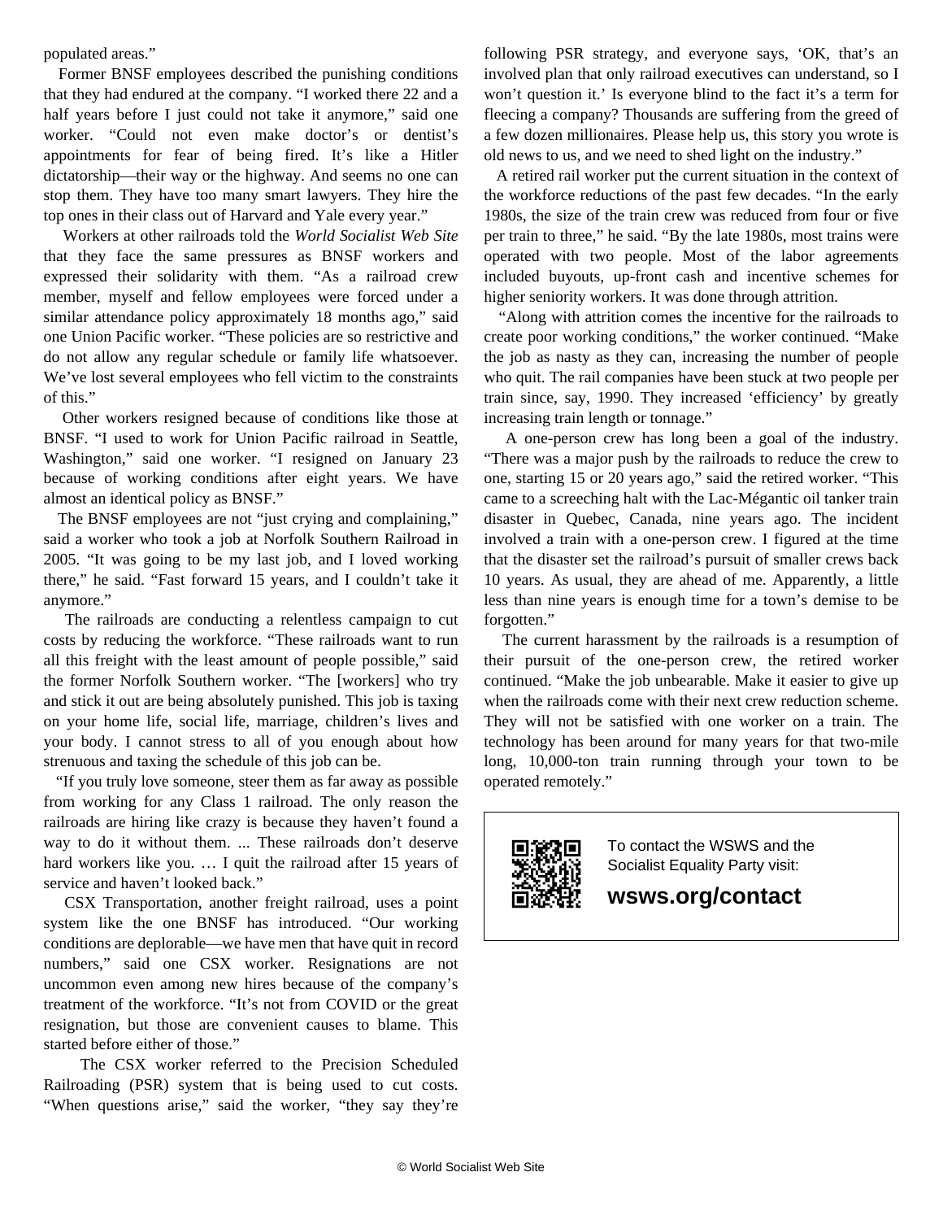populated areas."

Former BNSF employees described the punishing conditions that they had endured at the company. "I worked there 22 and a half years before I just could not take it anymore," said one worker. "Could not even make doctor's or dentist's appointments for fear of being fired. It's like a Hitler dictatorship—their way or the highway. And seems no one can stop them. They have too many smart lawyers. They hire the top ones in their class out of Harvard and Yale every year."

Workers at other railroads told the *World Socialist Web Site* that they face the same pressures as BNSF workers and expressed their solidarity with them. "As a railroad crew member, myself and fellow employees were forced under a similar attendance policy approximately 18 months ago," said one Union Pacific worker. "These policies are so restrictive and do not allow any regular schedule or family life whatsoever. We've lost several employees who fell victim to the constraints of this."

Other workers resigned because of conditions like those at BNSF. "I used to work for Union Pacific railroad in Seattle, Washington," said one worker. "I resigned on January 23 because of working conditions after eight years. We have almost an identical policy as BNSF."

The BNSF employees are not "just crying and complaining," said a worker who took a job at Norfolk Southern Railroad in 2005. "It was going to be my last job, and I loved working there," he said. "Fast forward 15 years, and I couldn't take it anymore."

The railroads are conducting a relentless campaign to cut costs by reducing the workforce. "These railroads want to run all this freight with the least amount of people possible," said the former Norfolk Southern worker. "The [workers] who try and stick it out are being absolutely punished. This job is taxing on your home life, social life, marriage, children's lives and your body. I cannot stress to all of you enough about how strenuous and taxing the schedule of this job can be.

"If you truly love someone, steer them as far away as possible from working for any Class 1 railroad. The only reason the railroads are hiring like crazy is because they haven't found a way to do it without them. ... These railroads don't deserve hard workers like you. … I quit the railroad after 15 years of service and haven't looked back."

CSX Transportation, another freight railroad, uses a point system like the one BNSF has introduced. "Our working conditions are deplorable—we have men that have quit in record numbers," said one CSX worker. Resignations are not uncommon even among new hires because of the company's treatment of the workforce. "It's not from COVID or the great resignation, but those are convenient causes to blame. This started before either of those."

The CSX worker referred to the Precision Scheduled Railroading (PSR) system that is being used to cut costs. "When questions arise," said the worker, "they say they're following PSR strategy, and everyone says, 'OK, that's an involved plan that only railroad executives can understand, so I won't question it.' Is everyone blind to the fact it's a term for fleecing a company? Thousands are suffering from the greed of a few dozen millionaires. Please help us, this story you wrote is old news to us, and we need to shed light on the industry."

A retired rail worker put the current situation in the context of the workforce reductions of the past few decades. "In the early 1980s, the size of the train crew was reduced from four or five per train to three," he said. "By the late 1980s, most trains were operated with two people. Most of the labor agreements included buyouts, up-front cash and incentive schemes for higher seniority workers. It was done through attrition.

"Along with attrition comes the incentive for the railroads to create poor working conditions," the worker continued. "Make the job as nasty as they can, increasing the number of people who quit. The rail companies have been stuck at two people per train since, say, 1990. They increased 'efficiency' by greatly increasing train length or tonnage."

A one-person crew has long been a goal of the industry. "There was a major push by the railroads to reduce the crew to one, starting 15 or 20 years ago," said the retired worker. "This came to a screeching halt with the Lac-Mégantic oil tanker train disaster in Quebec, Canada, nine years ago. The incident involved a train with a one-person crew. I figured at the time that the disaster set the railroad's pursuit of smaller crews back 10 years. As usual, they are ahead of me. Apparently, a little less than nine years is enough time for a town's demise to be forgotten."

The current harassment by the railroads is a resumption of their pursuit of the one-person crew, the retired worker continued. "Make the job unbearable. Make it easier to give up when the railroads come with their next crew reduction scheme. They will not be satisfied with one worker on a train. The technology has been around for many years for that two-mile long, 10,000-ton train running through your town to be operated remotely."

To contact the WSWS and the Socialist Equality Party visit:

**wsws.org/contact**